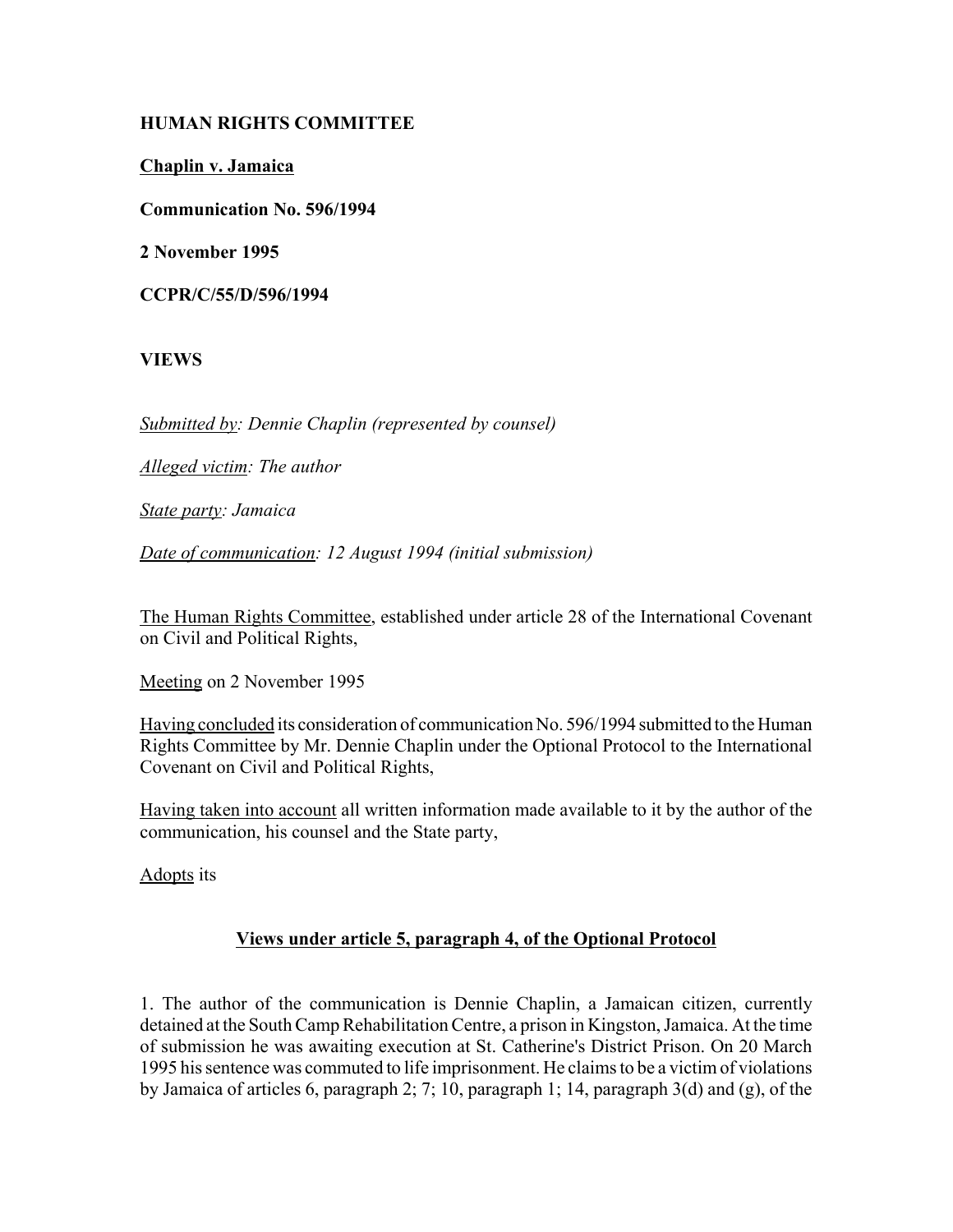**HUMAN RIGHTS COMMITTEE**

**Chaplin v. Jamaica**

**Communication No. 596/1994**

**2 November 1995**

**CCPR/C/55/D/596/1994**

**VIEWS**

*Submitted by: Dennie Chaplin (represented by counsel)*

*Alleged victim: The author*

*State party: Jamaica*

*Date of communication: 12 August 1994 (initial submission)*

The Human Rights Committee, established under article 28 of the International Covenant on Civil and Political Rights,

Meeting on 2 November 1995

Having concluded its consideration of communication No. 596/1994 submitted to the Human Rights Committee by Mr. Dennie Chaplin under the Optional Protocol to the International Covenant on Civil and Political Rights,

Having taken into account all written information made available to it by the author of the communication, his counsel and the State party,

Adopts its

**Views under article 5, paragraph 4, of the Optional Protocol**

1. The author of the communication is Dennie Chaplin, a Jamaican citizen, currently detained at the South Camp Rehabilitation Centre, a prison in Kingston, Jamaica. At the time of submission he was awaiting execution at St. Catherine's District Prison. On 20 March 1995 his sentence was commuted to life imprisonment. He claims to be a victim of violations by Jamaica of articles 6, paragraph 2; 7; 10, paragraph 1; 14, paragraph 3(d) and (g), of the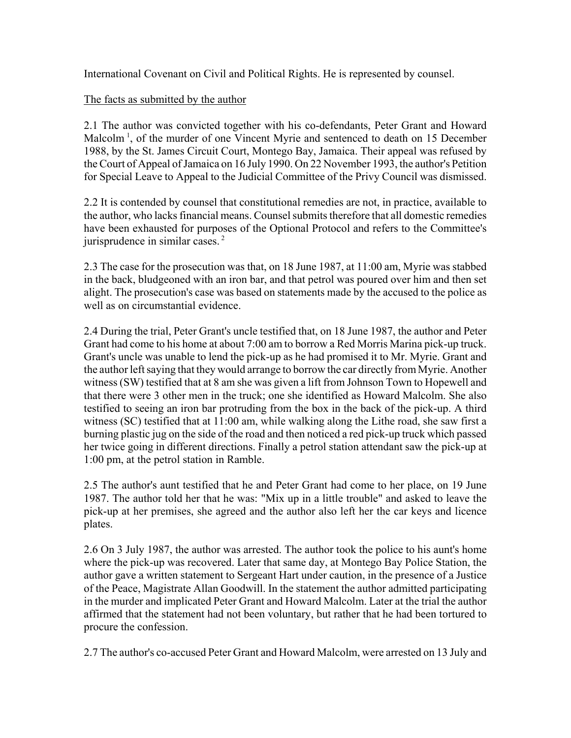International Covenant on Civil and Political Rights. He is represented by counsel.

The facts as submitted by the author

2.1 The author was convicted together with his co-defendants, Peter Grant and Howard Malcolm [1], of the murder of one Vincent Myrie and sentenced to death on 15 December 1988, by the St. James Circuit Court, Montego Bay, Jamaica. Their appeal was refused by the Court of Appeal of Jamaica on 16 July 1990. On 22 November 1993, the author's Petition for Special Leave to Appeal to the Judicial Committee of the Privy Council was dismissed.

2.2 It is contended by counsel that constitutional remedies are not, in practice, available to the author, who lacks financial means. Counsel submits therefore that all domestic remedies have been exhausted for purposes of the Optional Protocol and refers to the Committee's jurisprudence in similar cases. [2]

2.3 The case for the prosecution was that, on 18 June 1987, at 11:00 am, Myrie was stabbed in the back, bludgeoned with an iron bar, and that petrol was poured over him and then set alight. The prosecution's case was based on statements made by the accused to the police as well as on circumstantial evidence.

2.4 During the trial, Peter Grant's uncle testified that, on 18 June 1987, the author and Peter Grant had come to his home at about 7:00 am to borrow a Red Morris Marina pick-up truck. Grant's uncle was unable to lend the pick-up as he had promised it to Mr. Myrie. Grant and the author left saying that they would arrange to borrow the car directly from Myrie. Another witness (SW) testified that at 8 am she was given a lift from Johnson Town to Hopewell and that there were 3 other men in the truck; one she identified as Howard Malcolm. She also testified to seeing an iron bar protruding from the box in the back of the pick-up. A third witness (SC) testified that at 11:00 am, while walking along the Lithe road, she saw first a burning plastic jug on the side of the road and then noticed a red pick-up truck which passed her twice going in different directions. Finally a petrol station attendant saw the pick-up at 1:00 pm, at the petrol station in Ramble.

2.5 The author's aunt testified that he and Peter Grant had come to her place, on 19 June 1987. The author told her that he was: "Mix up in a little trouble" and asked to leave the pick-up at her premises, she agreed and the author also left her the car keys and licence plates.

2.6 On 3 July 1987, the author was arrested. The author took the police to his aunt's home where the pick-up was recovered. Later that same day, at Montego Bay Police Station, the author gave a written statement to Sergeant Hart under caution, in the presence of a Justice of the Peace, Magistrate Allan Goodwill. In the statement the author admitted participating in the murder and implicated Peter Grant and Howard Malcolm. Later at the trial the author affirmed that the statement had not been voluntary, but rather that he had been tortured to procure the confession.

2.7 The author's co-accused Peter Grant and Howard Malcolm, were arrested on 13 July and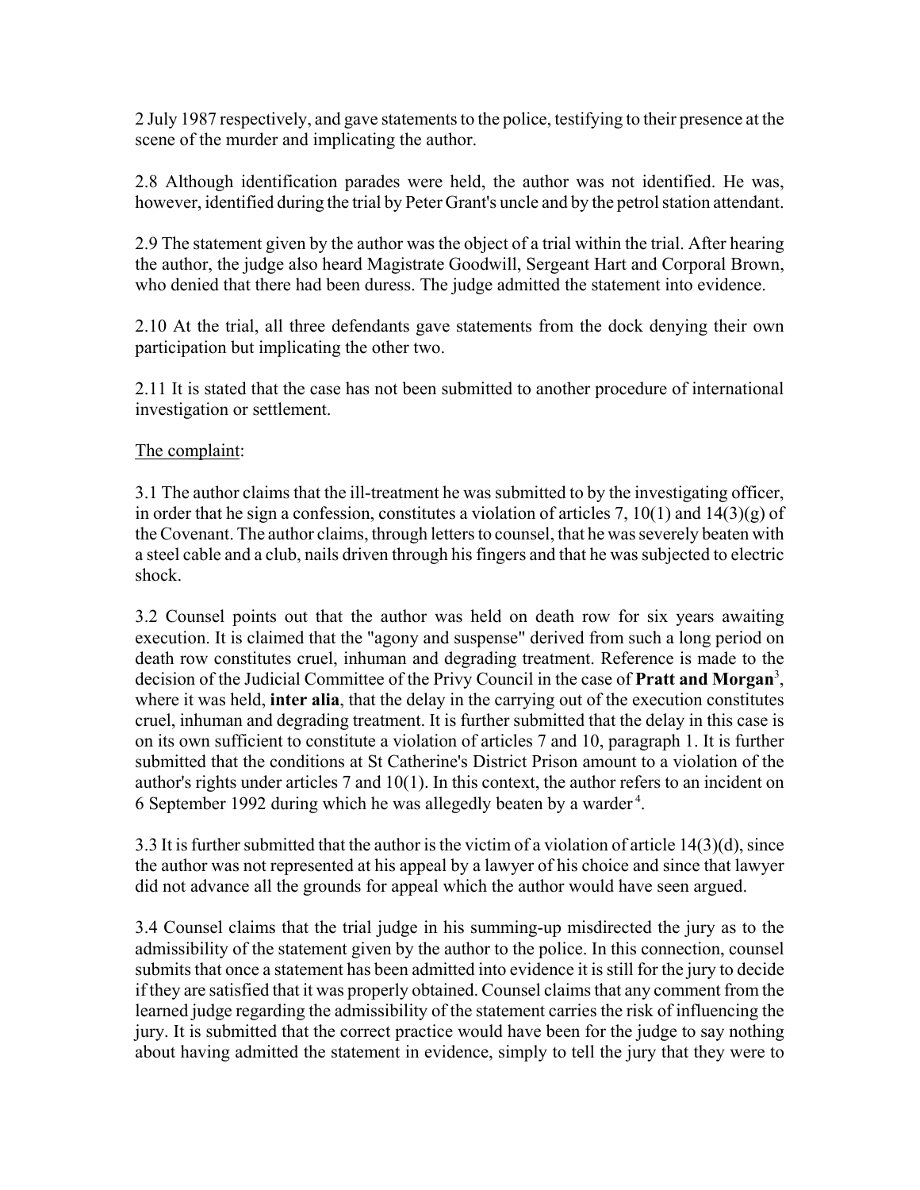2 July 1987 respectively, and gave statements to the police, testifying to their presence at the scene of the murder and implicating the author.

2.8 Although identification parades were held, the author was not identified. He was, however, identified during the trial by Peter Grant's uncle and by the petrol station attendant.

2.9 The statement given by the author was the object of a trial within the trial. After hearing the author, the judge also heard Magistrate Goodwill, Sergeant Hart and Corporal Brown, who denied that there had been duress. The judge admitted the statement into evidence.

2.10 At the trial, all three defendants gave statements from the dock denying their own participation but implicating the other two.

2.11 It is stated that the case has not been submitted to another procedure of international investigation or settlement.

The complaint:

3.1 The author claims that the ill-treatment he was submitted to by the investigating officer, in order that he sign a confession, constitutes a violation of articles 7, 10(1) and 14(3)(g) of the Covenant. The author claims, through letters to counsel, that he was severely beaten with a steel cable and a club, nails driven through his fingers and that he was subjected to electric shock.

3.2 Counsel points out that the author was held on death row for six years awaiting execution. It is claimed that the "agony and suspense" derived from such a long period on death row constitutes cruel, inhuman and degrading treatment. Reference is made to the decision of the Judicial Committee of the Privy Council in the case of **Pratt and Morgan**[3], where it was held, **inter alia**, that the delay in the carrying out of the execution constitutes cruel, inhuman and degrading treatment. It is further submitted that the delay in this case is on its own sufficient to constitute a violation of articles 7 and 10, paragraph 1. It is further submitted that the conditions at St Catherine's District Prison amount to a violation of the author's rights under articles 7 and 10(1). In this context, the author refers to an incident on 6 September 1992 during which he was allegedly beaten by a warder[4].

3.3 It is further submitted that the author is the victim of a violation of article 14(3)(d), since the author was not represented at his appeal by a lawyer of his choice and since that lawyer did not advance all the grounds for appeal which the author would have seen argued.

3.4 Counsel claims that the trial judge in his summing-up misdirected the jury as to the admissibility of the statement given by the author to the police. In this connection, counsel submits that once a statement has been admitted into evidence it is still for the jury to decide if they are satisfied that it was properly obtained. Counsel claims that any comment from the learned judge regarding the admissibility of the statement carries the risk of influencing the jury. It is submitted that the correct practice would have been for the judge to say nothing about having admitted the statement in evidence, simply to tell the jury that they were to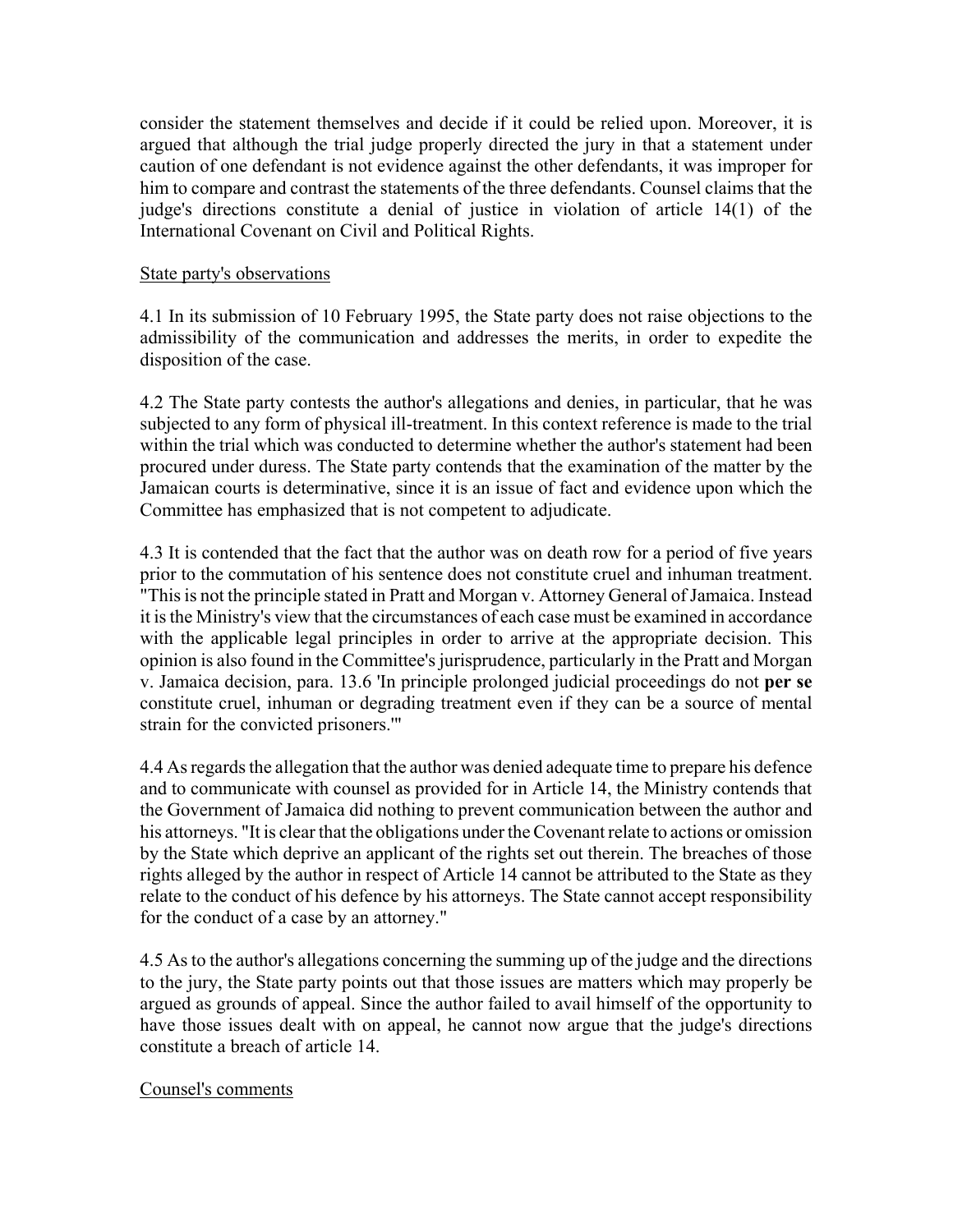consider the statement themselves and decide if it could be relied upon. Moreover, it is argued that although the trial judge properly directed the jury in that a statement under caution of one defendant is not evidence against the other defendants, it was improper for him to compare and contrast the statements of the three defendants. Counsel claims that the judge's directions constitute a denial of justice in violation of article 14(1) of the International Covenant on Civil and Political Rights.

State party's observations

4.1 In its submission of 10 February 1995, the State party does not raise objections to the admissibility of the communication and addresses the merits, in order to expedite the disposition of the case.

4.2 The State party contests the author's allegations and denies, in particular, that he was subjected to any form of physical ill-treatment. In this context reference is made to the trial within the trial which was conducted to determine whether the author's statement had been procured under duress. The State party contends that the examination of the matter by the Jamaican courts is determinative, since it is an issue of fact and evidence upon which the Committee has emphasized that is not competent to adjudicate.

4.3 It is contended that the fact that the author was on death row for a period of five years prior to the commutation of his sentence does not constitute cruel and inhuman treatment. "This is not the principle stated in Pratt and Morgan v. Attorney General of Jamaica. Instead it is the Ministry's view that the circumstances of each case must be examined in accordance with the applicable legal principles in order to arrive at the appropriate decision. This opinion is also found in the Committee's jurisprudence, particularly in the Pratt and Morgan v. Jamaica decision, para. 13.6 'In principle prolonged judicial proceedings do not **per se** constitute cruel, inhuman or degrading treatment even if they can be a source of mental strain for the convicted prisoners.'"

4.4 As regards the allegation that the author was denied adequate time to prepare his defence and to communicate with counsel as provided for in Article 14, the Ministry contends that the Government of Jamaica did nothing to prevent communication between the author and his attorneys. "It is clear that the obligations under the Covenant relate to actions or omission by the State which deprive an applicant of the rights set out therein. The breaches of those rights alleged by the author in respect of Article 14 cannot be attributed to the State as they relate to the conduct of his defence by his attorneys. The State cannot accept responsibility for the conduct of a case by an attorney."

4.5 As to the author's allegations concerning the summing up of the judge and the directions to the jury, the State party points out that those issues are matters which may properly be argued as grounds of appeal. Since the author failed to avail himself of the opportunity to have those issues dealt with on appeal, he cannot now argue that the judge's directions constitute a breach of article 14.

Counsel's comments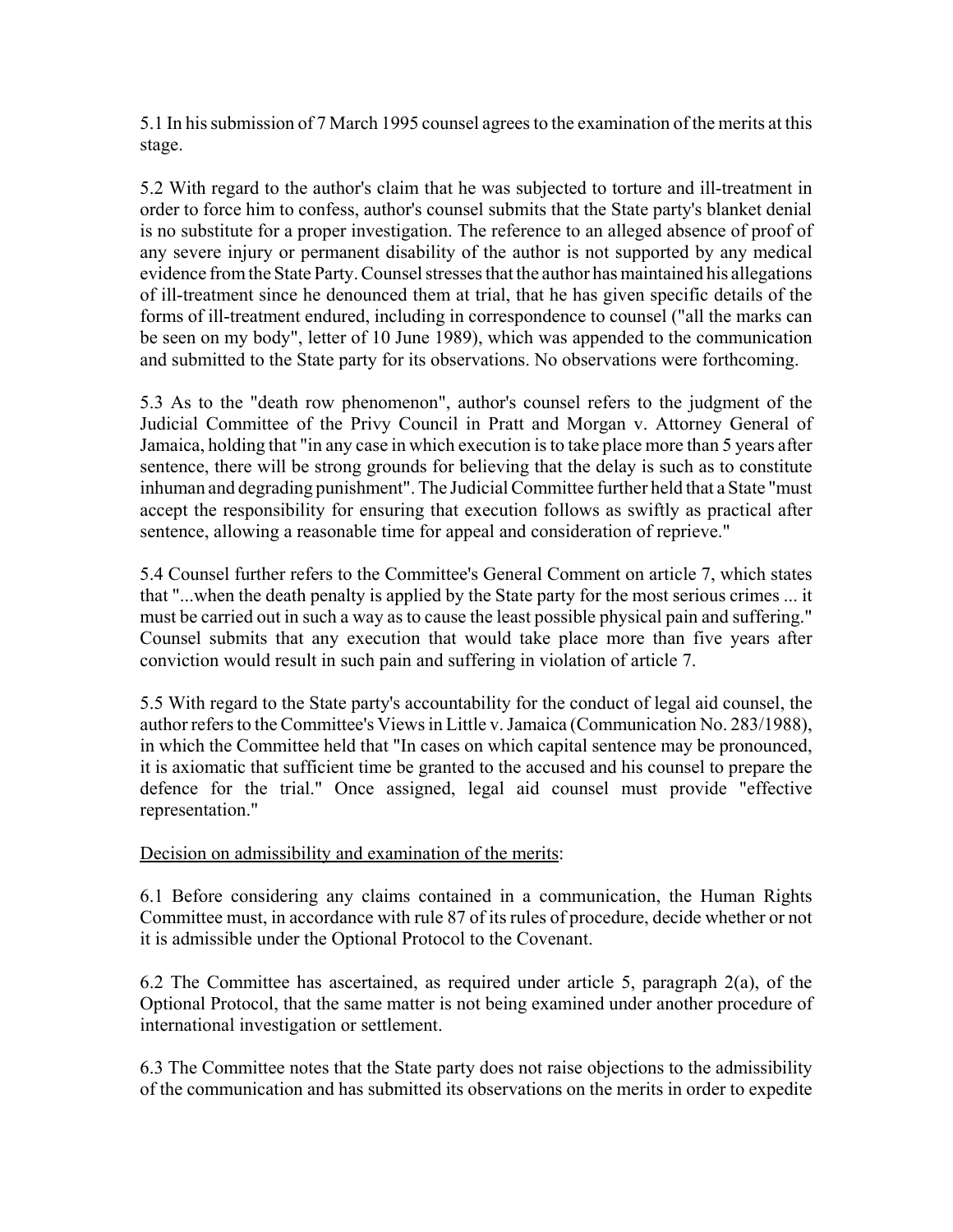5.1 In his submission of 7 March 1995 counsel agrees to the examination of the merits at this stage.

5.2 With regard to the author's claim that he was subjected to torture and ill-treatment in order to force him to confess, author's counsel submits that the State party's blanket denial is no substitute for a proper investigation. The reference to an alleged absence of proof of any severe injury or permanent disability of the author is not supported by any medical evidence from the State Party. Counsel stresses that the author has maintained his allegations of ill-treatment since he denounced them at trial, that he has given specific details of the forms of ill-treatment endured, including in correspondence to counsel ("all the marks can be seen on my body", letter of 10 June 1989), which was appended to the communication and submitted to the State party for its observations. No observations were forthcoming.

5.3 As to the "death row phenomenon", author's counsel refers to the judgment of the Judicial Committee of the Privy Council in Pratt and Morgan v. Attorney General of Jamaica, holding that "in any case in which execution is to take place more than 5 years after sentence, there will be strong grounds for believing that the delay is such as to constitute inhuman and degrading punishment". The Judicial Committee further held that a State "must accept the responsibility for ensuring that execution follows as swiftly as practical after sentence, allowing a reasonable time for appeal and consideration of reprieve."

5.4 Counsel further refers to the Committee's General Comment on article 7, which states that "...when the death penalty is applied by the State party for the most serious crimes ... it must be carried out in such a way as to cause the least possible physical pain and suffering." Counsel submits that any execution that would take place more than five years after conviction would result in such pain and suffering in violation of article 7.

5.5 With regard to the State party's accountability for the conduct of legal aid counsel, the author refers to the Committee's Views in Little v. Jamaica (Communication No. 283/1988), in which the Committee held that "In cases on which capital sentence may be pronounced, it is axiomatic that sufficient time be granted to the accused and his counsel to prepare the defence for the trial." Once assigned, legal aid counsel must provide "effective representation."

Decision on admissibility and examination of the merits:

6.1 Before considering any claims contained in a communication, the Human Rights Committee must, in accordance with rule 87 of its rules of procedure, decide whether or not it is admissible under the Optional Protocol to the Covenant.

6.2 The Committee has ascertained, as required under article 5, paragraph 2(a), of the Optional Protocol, that the same matter is not being examined under another procedure of international investigation or settlement.

6.3 The Committee notes that the State party does not raise objections to the admissibility of the communication and has submitted its observations on the merits in order to expedite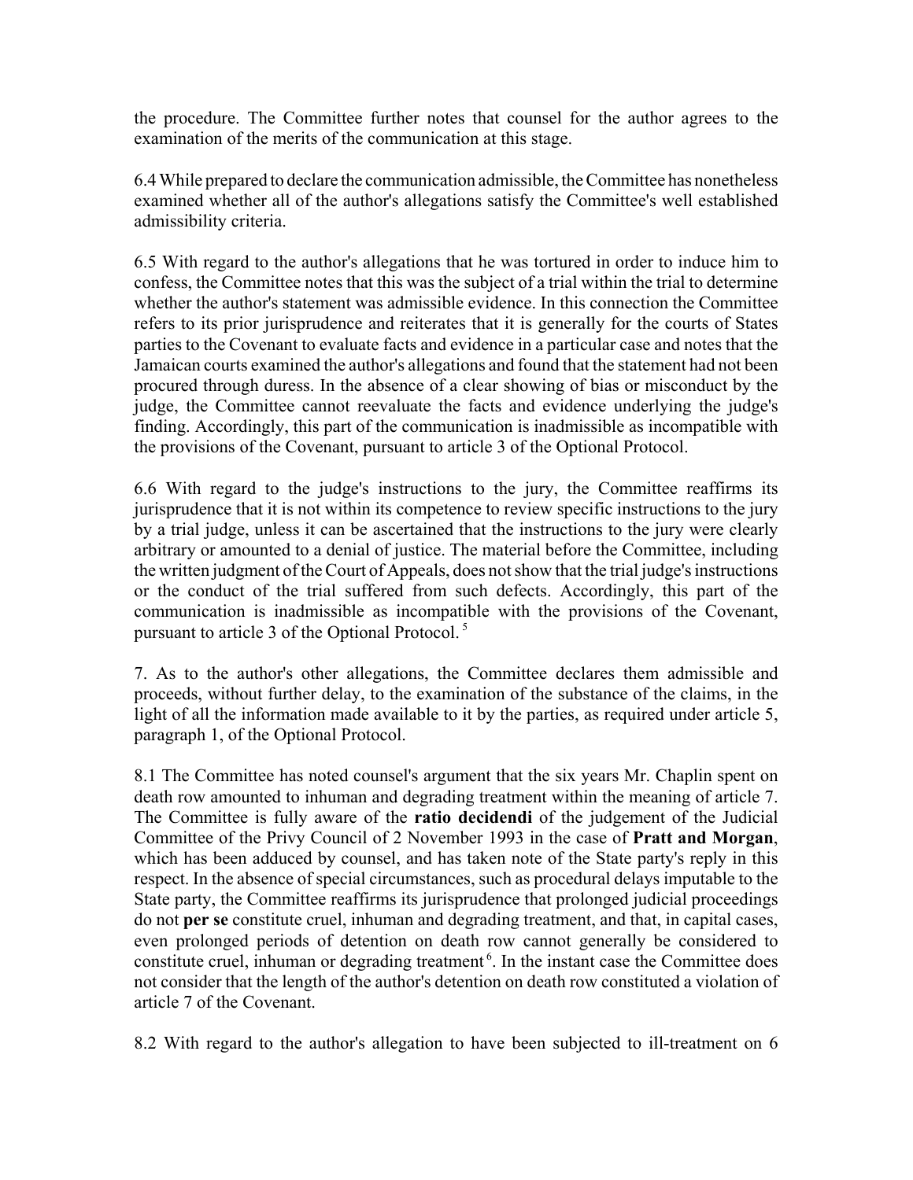the procedure. The Committee further notes that counsel for the author agrees to the examination of the merits of the communication at this stage.

6.4 While prepared to declare the communication admissible, the Committee has nonetheless examined whether all of the author's allegations satisfy the Committee's well established admissibility criteria.

6.5 With regard to the author's allegations that he was tortured in order to induce him to confess, the Committee notes that this was the subject of a trial within the trial to determine whether the author's statement was admissible evidence. In this connection the Committee refers to its prior jurisprudence and reiterates that it is generally for the courts of States parties to the Covenant to evaluate facts and evidence in a particular case and notes that the Jamaican courts examined the author's allegations and found that the statement had not been procured through duress. In the absence of a clear showing of bias or misconduct by the judge, the Committee cannot reevaluate the facts and evidence underlying the judge's finding. Accordingly, this part of the communication is inadmissible as incompatible with the provisions of the Covenant, pursuant to article 3 of the Optional Protocol.

6.6 With regard to the judge's instructions to the jury, the Committee reaffirms its jurisprudence that it is not within its competence to review specific instructions to the jury by a trial judge, unless it can be ascertained that the instructions to the jury were clearly arbitrary or amounted to a denial of justice. The material before the Committee, including the written judgment of the Court of Appeals, does not show that the trial judge's instructions or the conduct of the trial suffered from such defects. Accordingly, this part of the communication is inadmissible as incompatible with the provisions of the Covenant, pursuant to article 3 of the Optional Protocol. [5]

7. As to the author's other allegations, the Committee declares them admissible and proceeds, without further delay, to the examination of the substance of the claims, in the light of all the information made available to it by the parties, as required under article 5, paragraph 1, of the Optional Protocol.

8.1 The Committee has noted counsel's argument that the six years Mr. Chaplin spent on death row amounted to inhuman and degrading treatment within the meaning of article 7. The Committee is fully aware of the **ratio decidendi** of the judgement of the Judicial Committee of the Privy Council of 2 November 1993 in the case of **Pratt and Morgan**, which has been adduced by counsel, and has taken note of the State party's reply in this respect. In the absence of special circumstances, such as procedural delays imputable to the State party, the Committee reaffirms its jurisprudence that prolonged judicial proceedings do not **per se** constitute cruel, inhuman and degrading treatment, and that, in capital cases, even prolonged periods of detention on death row cannot generally be considered to constitute cruel, inhuman or degrading treatment [6]. In the instant case the Committee does not consider that the length of the author's detention on death row constituted a violation of article 7 of the Covenant.

8.2 With regard to the author's allegation to have been subjected to ill-treatment on 6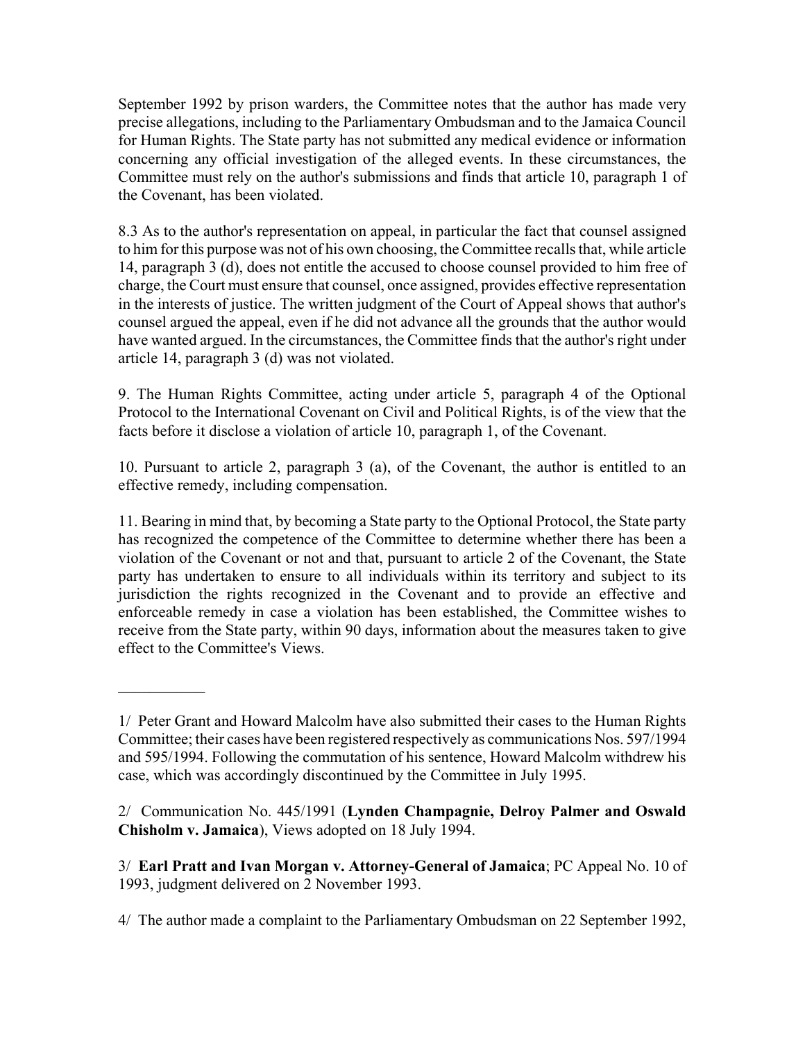September 1992 by prison warders, the Committee notes that the author has made very precise allegations, including to the Parliamentary Ombudsman and to the Jamaica Council for Human Rights. The State party has not submitted any medical evidence or information concerning any official investigation of the alleged events. In these circumstances, the Committee must rely on the author's submissions and finds that article 10, paragraph 1 of the Covenant, has been violated.

8.3 As to the author's representation on appeal, in particular the fact that counsel assigned to him for this purpose was not of his own choosing, the Committee recalls that, while article 14, paragraph 3 (d), does not entitle the accused to choose counsel provided to him free of charge, the Court must ensure that counsel, once assigned, provides effective representation in the interests of justice. The written judgment of the Court of Appeal shows that author's counsel argued the appeal, even if he did not advance all the grounds that the author would have wanted argued. In the circumstances, the Committee finds that the author's right under article 14, paragraph 3 (d) was not violated.

9. The Human Rights Committee, acting under article 5, paragraph 4 of the Optional Protocol to the International Covenant on Civil and Political Rights, is of the view that the facts before it disclose a violation of article 10, paragraph 1, of the Covenant.

10. Pursuant to article 2, paragraph 3 (a), of the Covenant, the author is entitled to an effective remedy, including compensation.

11. Bearing in mind that, by becoming a State party to the Optional Protocol, the State party has recognized the competence of the Committee to determine whether there has been a violation of the Covenant or not and that, pursuant to article 2 of the Covenant, the State party has undertaken to ensure to all individuals within its territory and subject to its jurisdiction the rights recognized in the Covenant and to provide an effective and enforceable remedy in case a violation has been established, the Committee wishes to receive from the State party, within 90 days, information about the measures taken to give effect to the Committee's Views.

---

1/ Peter Grant and Howard Malcolm have also submitted their cases to the Human Rights Committee; their cases have been registered respectively as communications Nos. 597/1994 and 595/1994. Following the commutation of his sentence, Howard Malcolm withdrew his case, which was accordingly discontinued by the Committee in July 1995.

2/ Communication No. 445/1991 (**Lynden Champagnie, Delroy Palmer and Oswald Chisholm v. Jamaica**), Views adopted on 18 July 1994.

3/ **Earl Pratt and Ivan Morgan v. Attorney-General of Jamaica**; PC Appeal No. 10 of 1993, judgment delivered on 2 November 1993.

4/ The author made a complaint to the Parliamentary Ombudsman on 22 September 1992,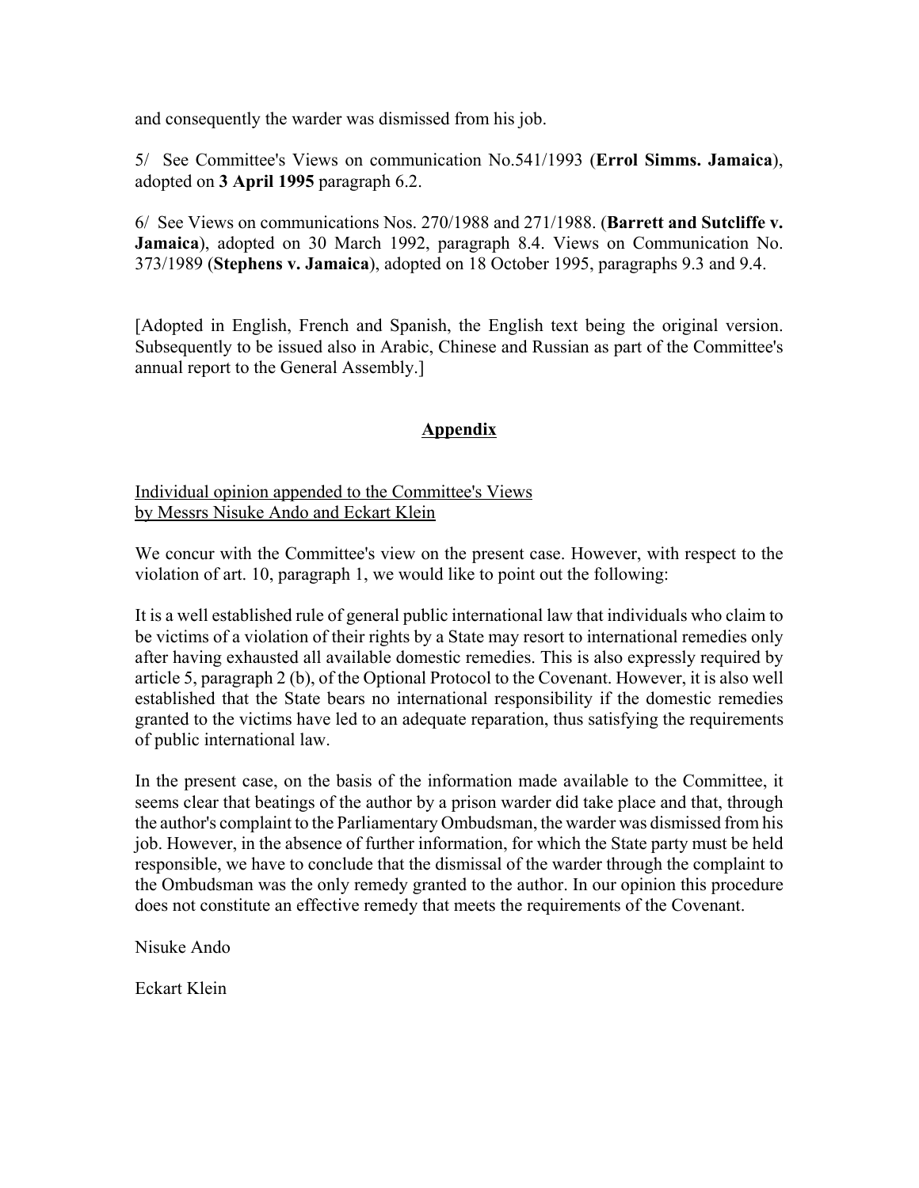and consequently the warder was dismissed from his job.

5/ See Committee's Views on communication No.541/1993 (**Errol Simms. Jamaica**), adopted on **3 April 1995** paragraph 6.2.

6/ See Views on communications Nos. 270/1988 and 271/1988. (**Barrett and Sutcliffe v. Jamaica**), adopted on 30 March 1992, paragraph 8.4. Views on Communication No. 373/1989 (**Stephens v. Jamaica**), adopted on 18 October 1995, paragraphs 9.3 and 9.4.

[Adopted in English, French and Spanish, the English text being the original version. Subsequently to be issued also in Arabic, Chinese and Russian as part of the Committee's annual report to the General Assembly.]

## Appendix

Individual opinion appended to the Committee's Views by Messrs Nisuke Ando and Eckart Klein

We concur with the Committee's view on the present case. However, with respect to the violation of art. 10, paragraph 1, we would like to point out the following:

It is a well established rule of general public international law that individuals who claim to be victims of a violation of their rights by a State may resort to international remedies only after having exhausted all available domestic remedies. This is also expressly required by article 5, paragraph 2 (b), of the Optional Protocol to the Covenant. However, it is also well established that the State bears no international responsibility if the domestic remedies granted to the victims have led to an adequate reparation, thus satisfying the requirements of public international law.

In the present case, on the basis of the information made available to the Committee, it seems clear that beatings of the author by a prison warder did take place and that, through the author's complaint to the Parliamentary Ombudsman, the warder was dismissed from his job. However, in the absence of further information, for which the State party must be held responsible, we have to conclude that the dismissal of the warder through the complaint to the Ombudsman was the only remedy granted to the author. In our opinion this procedure does not constitute an effective remedy that meets the requirements of the Covenant.

Nisuke Ando

Eckart Klein